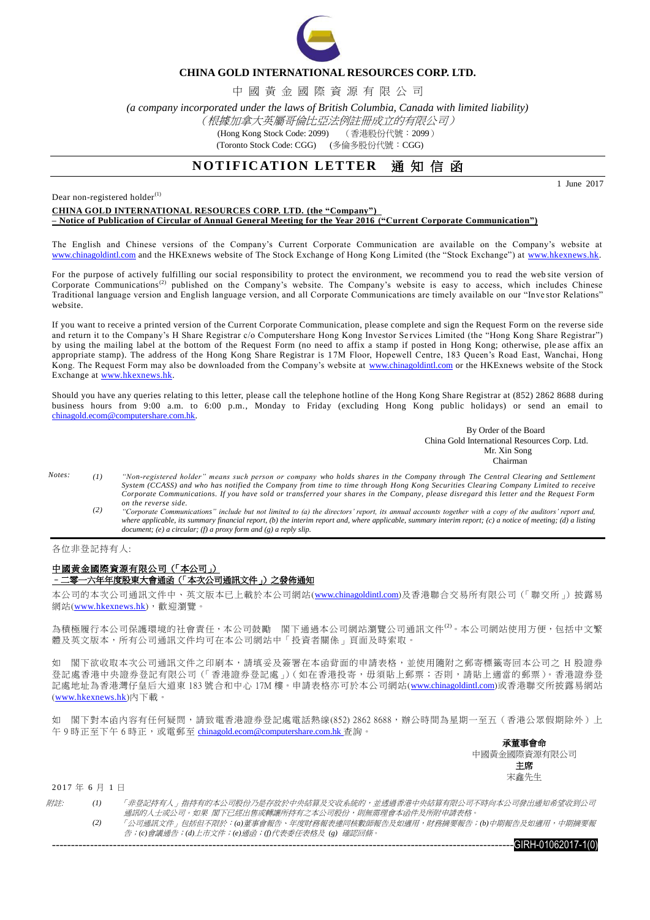**CHINA GOLD INTERNATIONAL RESOURCES CORP. LTD.**

中 國 黃 金 國 際 資 源 有 限 公 司

*(a company incorporated under the laws of British Columbia, Canada with limited liability)*

*（根據加拿大英屬哥倫比亞法例註冊成立的有限公司）*

(Hong Kong Stock Code: 2099) （香港股份代號：2099）

(Toronto Stock Code: CGG) (多倫多股份代號：CGG)

# NOTIFICATION LETTER 通 知 信 函

1 June 2017

Dear non-registered holder[1]

**CHINA GOLD INTERNATIONAL RESOURCES CORP. LTD. (the "Company")**
**– Notice of Publication of Circular of Annual General Meeting for the Year 2016 ("Current Corporate Communication")**

The English and Chinese versions of the Company's Current Corporate Communication are available on the Company's website at www.chinagoldintl.com and the HKExnews website of The Stock Exchange of Hong Kong Limited (the "Stock Exchange") at www.hkexnews.hk.

For the purpose of actively fulfilling our social responsibility to protect the environment, we recommend you to read the website version of Corporate Communications[2] published on the Company's website. The Company's website is easy to access, which includes Chinese Traditional language version and English language version, and all Corporate Communications are timely available on our "Investor Relations" website.

If you want to receive a printed version of the Current Corporate Communication, please complete and sign the Request Form on the reverse side and return it to the Company's H Share Registrar c/o Computershare Hong Kong Investor Services Limited (the "Hong Kong Share Registrar") by using the mailing label at the bottom of the Request Form (no need to affix a stamp if posted in Hong Kong; otherwise, please affix an appropriate stamp). The address of the Hong Kong Share Registrar is 17M Floor, Hopewell Centre, 183 Queen's Road East, Wanchai, Hong Kong. The Request Form may also be downloaded from the Company's website at www.chinagoldintl.com or the HKExnews website of the Stock Exchange at www.hkexnews.hk.

Should you have any queries relating to this letter, please call the telephone hotline of the Hong Kong Share Registrar at (852) 2862 8688 during business hours from 9:00 a.m. to 6:00 p.m., Monday to Friday (excluding Hong Kong public holidays) or send an email to chinagold.ecom@computershare.com.hk.

By Order of the Board
China Gold International Resources Corp. Ltd.
Mr. Xin Song
Chairman

*Notes:*

*(1) "Non-registered holder" means such person or company who holds shares in the Company through The Central Clearing and Settlement System (CCASS) and who has notified the Company from time to time through Hong Kong Securities Clearing Company Limited to receive Corporate Communications. If you have sold or transferred your shares in the Company, please disregard this letter and the Request Form on the reverse side.*

*(2) "Corporate Communications" include but not limited to (a) the directors' report, its annual accounts together with a copy of the auditors' report and, where applicable, its summary financial report, (b) the interim report and, where applicable, summary interim report; (c) a notice of meeting; (d) a listing document; (e) a circular; (f) a proxy form and (g) a reply slip.*

---

各位非登記持有人:

**中國黃金國際資源有限公司（「本公司」）**
**－二零一六年年度股東大會通函（「本次公司通訊文件」）之發佈通知**

本公司的本次公司通訊文件中、英文版本已上載於本公司網站(www.chinagoldintl.com)及香港聯合交易所有限公司（「聯交所」）披露易網站(www.hkexnews.hk)，歡迎瀏覽。

為積極履行本公司保護環境的社會責任，本公司鼓勵 閣下通過本公司網站瀏覽公司通訊文件[2]。本公司網站使用方便，包括中文繁體及英文版本，所有公司通訊文件均可在本公司網站中「投資者關係」頁面及時索取。

如 閣下欲收取本次公司通訊文件之印刷本，請填妥及簽署在本函背面的申請表格，並使用隨附之郵寄標籤寄回本公司之 H 股證券登記處香港中央證券登記有限公司（「香港證券登記處」）(如在香港投寄，毋須貼上郵票；否則，請貼上適當的郵票）。香港證券登記處地址為香港灣仔皇后大道東 183 號合和中心 17M 樓。申請表格亦可於本公司網站(www.chinagoldintl.com)或香港聯交所披露易網站(www.hkexnews.hk)內下載。

如 閣下對本函內容有任何疑問，請致電香港證券登記處電話熱線(852) 2862 8688，辦公時間為星期一至五（香港公眾假期除外）上午 9 時正至下午 6 時正，或電郵至 chinagold.ecom@computershare.com.hk 查詢。

**承董事會命**
中國黃金國際資源有限公司
**主席**
宋鑫先生

2017 年 6 月 1 日

*附註:*

*(1) 「非登記持有人」指持有的本公司股份乃是存放於中央結算及交收系統的，並透過香港中央結算有限公司不時向本公司發出通知希望收到公司通訊的人士或公司。如果 閣下已經出售或轉讓所持有之本公司股份，則無需理會本函件及所附申請表格。*

*(2) 「公司通訊文件」包括但不限於：(a)董事會報告、年度財務報表連同核數師報告及如適用，財務摘要報告；(b)中期報告及如適用，中期摘要報告；(c)會議通告；(d)上市文件；(e)通函；(f)代表委任表格及 (g) 確認回條。*

GIRH-01062017-1(0)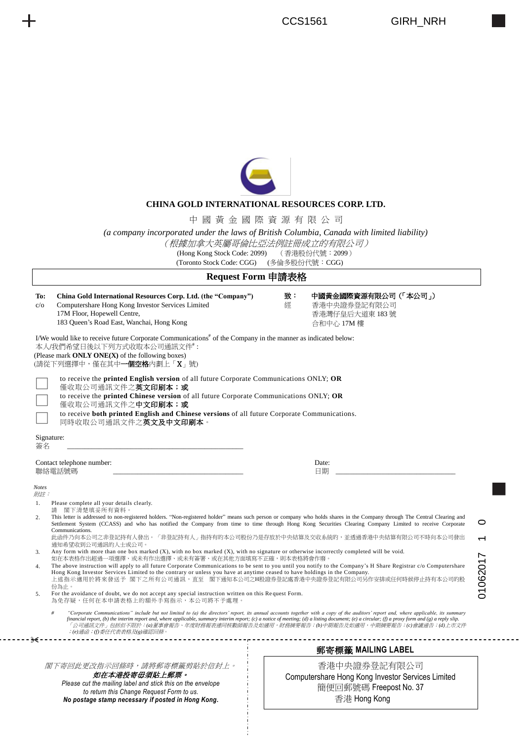**CHINA GOLD INTERNATIONAL RESOURCES CORP. LTD.**

中 國 黃 金 國 際 資 源 有 限 公 司

*(a company incorporated under the laws of British Columbia, Canada with limited liability)*

*（根據加拿大英屬哥倫比亞法例註冊成立的有限公司）*

(Hong Kong Stock Code: 2099)　（香港股份代號：2099）

(Toronto Stock Code: CGG)　(多倫多股份代號：CGG)

## Request Form 申請表格

**To:** **China Gold International Resources Corp. Ltd. (the "Company")**
c/o Computershare Hong Kong Investor Services Limited
17M Floor, Hopewell Centre,
183 Queen's Road East, Wanchai, Hong Kong

**致：** **中國黃金國際資源有限公司（「本公司」）**
經 香港中央證券登記有限公司
香港灣仔皇后大道東 183 號
合和中心 17M 樓

I/We would like to receive future Corporate Communications[#] of the Company in the manner as indicated below:
本人/我們希望日後以下列方式收取本公司通訊文件[#]：
(Please mark **ONLY ONE(X)** of the following boxes)
(請從下列選擇中，僅在其中**一個空格**內劃上「**X**」號)

☐ to receive the **printed English version** of all future Corporate Communications ONLY; **OR**
僅收取公司通訊文件之**英文印刷本；或**

☐ to receive the **printed Chinese version** of all future Corporate Communications ONLY; **OR**
僅收取公司通訊文件之**中文印刷本；或**

☐ to receive **both printed English and Chinese versions** of all future Corporate Communications.
同時收取公司通訊文件之**英文及中文印刷本**。

Signature:
簽名 ______________________________

Contact telephone number:
聯絡電話號碼 ______________________________

Date:
日期 ______________________________

*Notes*
*附註：*

1. Please complete all your details clearly.
請　閣下清楚填妥所有資料。
2. This letter is addressed to non-registered holders. "Non-registered holder" means such person or company who holds shares in the Company through The Central Clearing and Settlement System (CCASS) and who has notified the Company from time to time through Hong Kong Securities Clearing Company Limited to receive Corporate Communications.
此函件乃向本公司之非登記持有人發出。「非登記持有人」指持有的本公司股份乃是存放於中央結算及交收系統的，並透過香港中央結算有限公司不時向本公司發出通知希望收到公司通訊的人士或公司。
3. Any form with more than one box marked (X), with no box marked (X), with no signature or otherwise incorrectly completed will be void.
如在本表格作出超過一項選擇、或未有作出選擇、或未有簽署、或在其他方面填寫不正確，則本表格將會作廢。
4. The above instruction will apply to all future Corporate Communications to be sent to you until you notify to the Company's H Share Registrar c/o Computershare Hong Kong Investor Services Limited to the contrary or unless you have at anytime ceased to have holdings in the Company.
上述指示適用於將來發送予　閣下之所有公司通訊，直至　閣下通知本公司之H股證券登記處香港中央證券登記有限公司另作安排或任何時候停止持有本公司的股份為止。
5. For the avoidance of doubt, we do not accept any special instruction written on this Request Form.
為免存疑，任何在本申請表格上的額外手寫指示，本公司將不予處理。

\# *"Corporate Communications" include but not limited to (a) the directors' report, its annual accounts together with a copy of the auditors' report and, where applicable, its summary financial report, (b) the interim report and, where applicable, summary interim report; (c) a notice of meeting; (d) a listing document; (e) a circular; (f) a proxy form and (g) a reply slip.*
*「公司通訊文件」包括但不限於：(a)董事會報告、年度財務報表連同核數師報告及如適用，財務摘要報告；(b)中期報告及如適用，中期摘要報告；(c)會議通告；(d)上市文件；(e)通函；(f)委任代表表格及(g)確認回條。*

*閣下寄回此更改指示回條時，請將郵寄標籤剪貼於信封上。*
***如在本港投寄毋須貼上郵票。***
*Please cut the mailing label and stick this on the envelope to return this Change Request Form to us.*
***No postage stamp necessary if posted in Hong Kong.***

**郵寄標籤 MAILING LABEL**

香港中央證券登記有限公司
Computershare Hong Kong Investor Services Limited
簡便回郵號碼 Freepost No. 37
香港 Hong Kong